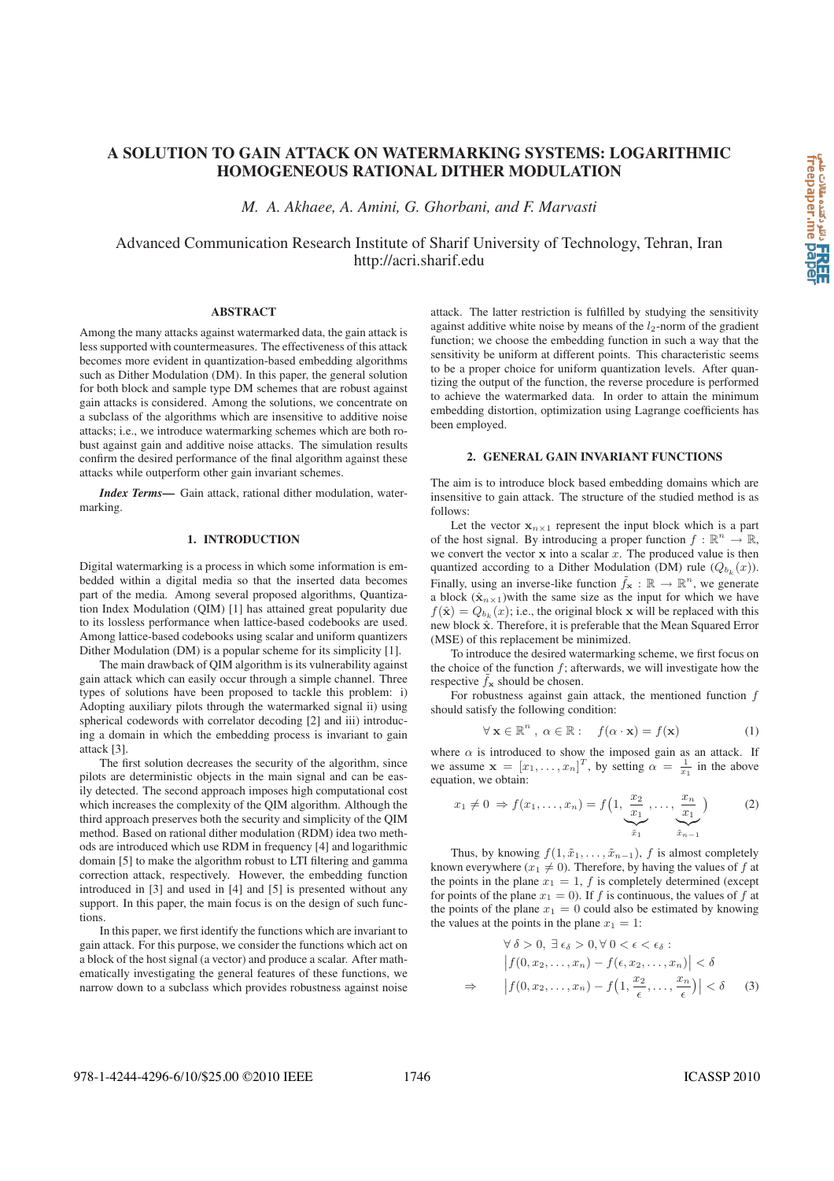# A SOLUTION TO GAIN ATTACK ON WATERMARKING SYSTEMS: LOGARITHMIC HOMOGENEOUS RATIONAL DITHER MODULATION

*M. A. Akhaee, A. Amini, G. Ghorbani, and F. Marvasti*

Advanced Communication Research Institute of Sharif University of Technology, Tehran, Iran
http://acri.sharif.edu

## ABSTRACT

Among the many attacks against watermarked data, the gain attack is less supported with countermeasures. The effectiveness of this attack becomes more evident in quantization-based embedding algorithms such as Dither Modulation (DM). In this paper, the general solution for both block and sample type DM schemes that are robust against gain attacks is considered. Among the solutions, we concentrate on a subclass of the algorithms which are insensitive to additive noise attacks; i.e., we introduce watermarking schemes which are both robust against gain and additive noise attacks. The simulation results confirm the desired performance of the final algorithm against these attacks while outperform other gain invariant schemes.

***Index Terms*—** Gain attack, rational dither modulation, watermarking.

## 1. INTRODUCTION

Digital watermarking is a process in which some information is embedded within a digital media so that the inserted data becomes part of the media. Among several proposed algorithms, Quantization Index Modulation (QIM) [1] has attained great popularity due to its lossless performance when lattice-based codebooks are used. Among lattice-based codebooks using scalar and uniform quantizers Dither Modulation (DM) is a popular scheme for its simplicity [1].

The main drawback of QIM algorithm is its vulnerability against gain attack which can easily occur through a simple channel. Three types of solutions have been proposed to tackle this problem: i) Adopting auxiliary pilots through the watermarked signal ii) using spherical codewords with correlator decoding [2] and iii) introducing a domain in which the embedding process is invariant to gain attack [3].

The first solution decreases the security of the algorithm, since pilots are deterministic objects in the main signal and can be easily detected. The second approach imposes high computational cost which increases the complexity of the QIM algorithm. Although the third approach preserves both the security and simplicity of the QIM method. Based on rational dither modulation (RDM) idea two methods are introduced which use RDM in frequency [4] and logarithmic domain [5] to make the algorithm robust to LTI filtering and gamma correction attack, respectively. However, the embedding function introduced in [3] and used in [4] and [5] is presented without any support. In this paper, the main focus is on the design of such functions.

In this paper, we first identify the functions which are invariant to gain attack. For this purpose, we consider the functions which act on a block of the host signal (a vector) and produce a scalar. After mathematically investigating the general features of these functions, we narrow down to a subclass which provides robustness against noise attack. The latter restriction is fulfilled by studying the sensitivity against additive white noise by means of the $l_2$-norm of the gradient function; we choose the embedding function in such a way that the sensitivity be uniform at different points. This characteristic seems to be a proper choice for uniform quantization levels. After quantizing the output of the function, the reverse procedure is performed to achieve the watermarked data. In order to attain the minimum embedding distortion, optimization using Lagrange coefficients has been employed.

## 2. GENERAL GAIN INVARIANT FUNCTIONS

The aim is to introduce block based embedding domains which are insensitive to gain attack. The structure of the studied method is as follows:

Let the vector $\mathbf{x}_{n\times 1}$ represent the input block which is a part of the host signal. By introducing a proper function $f : \mathbb{R}^n \rightarrow \mathbb{R}$, we convert the vector $\mathbf{x}$ into a scalar $x$. The produced value is then quantized according to a Dither Modulation (DM) rule ($Q_{b_k}(x)$). Finally, using an inverse-like function $\tilde{f}_{\mathbf{x}} : \mathbb{R} \rightarrow \mathbb{R}^n$, we generate a block ($\hat{\mathbf{x}}_{n\times 1}$)with the same size as the input for which we have $f(\hat{\mathbf{x}}) = Q_{b_k}(x)$; i.e., the original block $\mathbf{x}$ will be replaced with this new block $\hat{\mathbf{x}}$. Therefore, it is preferable that the Mean Squared Error (MSE) of this replacement be minimized.

To introduce the desired watermarking scheme, we first focus on the choice of the function $f$; afterwards, we will investigate how the respective $\tilde{f}_{\mathbf{x}}$ should be chosen.

For robustness against gain attack, the mentioned function $f$ should satisfy the following condition:

$$\forall\, \mathbf{x} \in \mathbb{R}^n\,,\ \alpha \in \mathbb{R} : \quad f(\alpha \cdot \mathbf{x}) = f(\mathbf{x}) \tag{1}$$

where $\alpha$ is introduced to show the imposed gain as an attack. If we assume $\mathbf{x} = [x_1, \ldots, x_n]^T$, by setting $\alpha = \frac{1}{x_1}$ in the above equation, we obtain:

$$x_1 \neq 0\ \Rightarrow f(x_1, \ldots, x_n) = f\Big(1, \underbrace{\frac{x_2}{x_1}}_{\tilde{x}_1}, \ldots, \underbrace{\frac{x_n}{x_1}}_{\tilde{x}_{n-1}}\Big) \tag{2}$$

Thus, by knowing $f(1, \tilde{x}_1, \ldots, \tilde{x}_{n-1})$, $f$ is almost completely known everywhere ($x_1 \neq 0$). Therefore, by having the values of $f$ at the points in the plane $x_1 = 1$, $f$ is completely determined (except for points of the plane $x_1 = 0$). If $f$ is continuous, the values of $f$ at the points of the plane $x_1 = 0$ could also be estimated by knowing the values at the points in the plane $x_1 = 1$:

$$\begin{aligned}
&\forall\, \delta > 0,\ \exists\, \epsilon_\delta > 0, \forall\, 0 < \epsilon < \epsilon_\delta : \\
&\Big| f(0, x_2, \ldots, x_n) - f(\epsilon, x_2, \ldots, x_n) \Big| < \delta \\
\Rightarrow \quad &\Big| f(0, x_2, \ldots, x_n) - f\Big(1, \frac{x_2}{\epsilon}, \ldots, \frac{x_n}{\epsilon}\Big) \Big| < \delta
\end{aligned} \tag{3}$$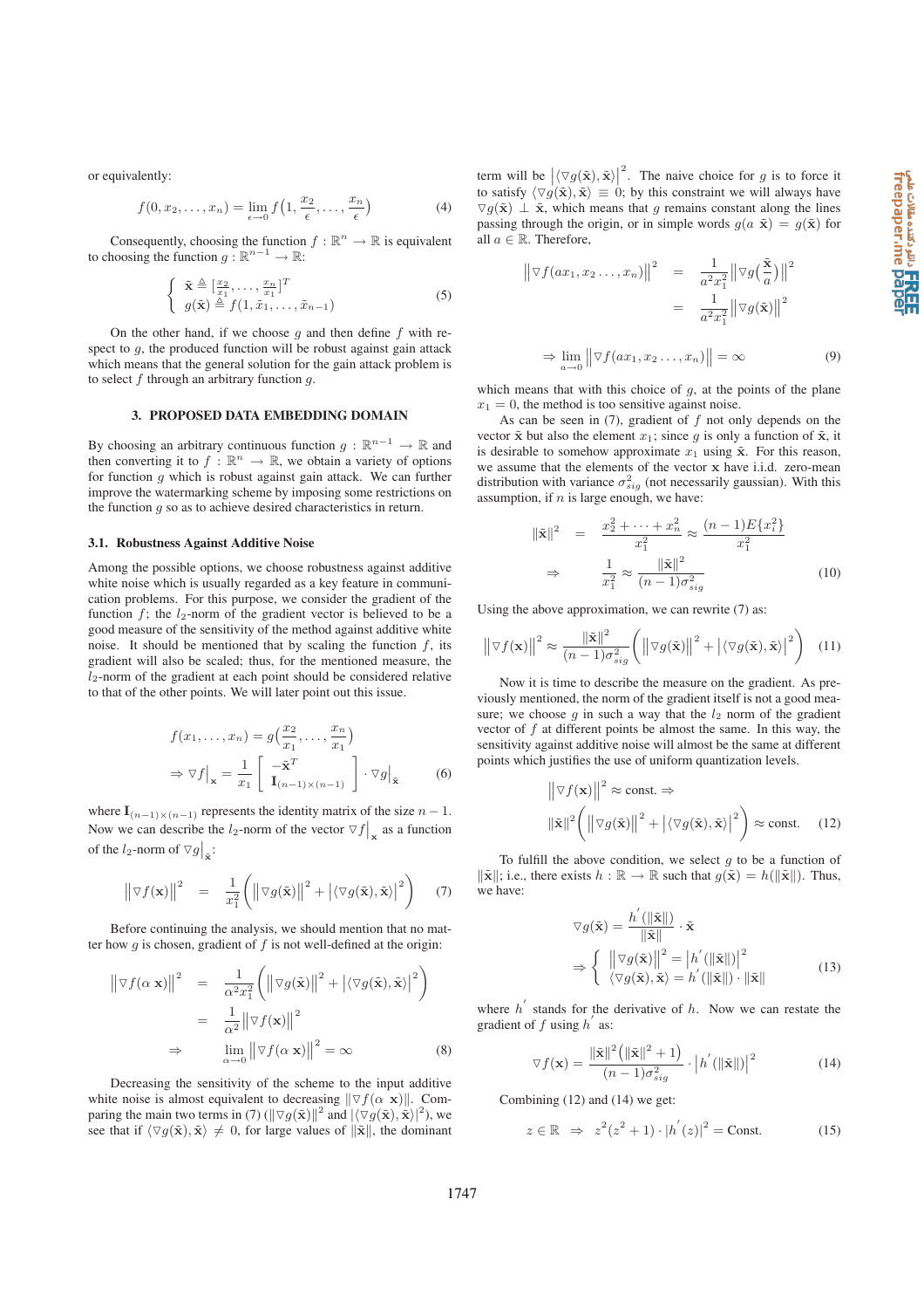or equivalently:

$$f(0, x_2, \ldots, x_n) = \lim_{\epsilon \to 0} f\Big(1, \frac{x_2}{\epsilon}, \ldots, \frac{x_n}{\epsilon}\Big) \tag{4}$$

Consequently, choosing the function $f : \mathbb{R}^n \to \mathbb{R}$ is equivalent to choosing the function $g : \mathbb{R}^{n-1} \to \mathbb{R}$:

$$\begin{cases} \bar{\mathbf{x}} \triangleq [\frac{x_2}{x_1}, \ldots, \frac{x_n}{x_1}]^T \\ g(\bar{\mathbf{x}}) \triangleq f(1, \bar{x}_1, \ldots, \bar{x}_{n-1}) \end{cases} \tag{5}$$

On the other hand, if we choose $g$ and then define $f$ with respect to $g$, the produced function will be robust against gain attack which means that the general solution for the gain attack problem is to select $f$ through an arbitrary function $g$.

## 3. PROPOSED DATA EMBEDDING DOMAIN

By choosing an arbitrary continuous function $g : \mathbb{R}^{n-1} \to \mathbb{R}$ and then converting it to $f : \mathbb{R}^n \to \mathbb{R}$, we obtain a variety of options for function $g$ which is robust against gain attack. We can further improve the watermarking scheme by imposing some restrictions on the function $g$ so as to achieve desired characteristics in return.

### 3.1. Robustness Against Additive Noise

Among the possible options, we choose robustness against additive white noise which is usually regarded as a key feature in communication problems. For this purpose, we consider the gradient of the function $f$; the $l_2$-norm of the gradient vector is believed to be a good measure of the sensitivity of the method against additive white noise. It should be mentioned that by scaling the function $f$, its gradient will also be scaled; thus, for the mentioned measure, the $l_2$-norm of the gradient at each point should be considered relative to that of the other points. We will later point out this issue.

$$\begin{aligned} f(x_1, \ldots, x_n) &= g\Big(\frac{x_2}{x_1}, \ldots, \frac{x_n}{x_1}\Big) \\ \Rightarrow \nabla f\Big|_{\mathbf{x}} &= \frac{1}{x_1}\begin{bmatrix} -\bar{\mathbf{x}}^T \\ \mathbf{I}_{(n-1)\times(n-1)} \end{bmatrix} \cdot \nabla g\Big|_{\bar{\mathbf{x}}} \end{aligned} \tag{6}$$

where $\mathbf{I}_{(n-1)\times(n-1)}$ represents the identity matrix of the size $n-1$. Now we can describe the $l_2$-norm of the vector $\nabla f\big|_{\mathbf{x}}$ as a function of the $l_2$-norm of $\nabla g\big|_{\bar{\mathbf{x}}}$:

$$\big\|\nabla f(\mathbf{x})\big\|^2 = \frac{1}{x_1^2}\Big(\big\|\nabla g(\bar{\mathbf{x}})\big\|^2 + \big|\langle\nabla g(\bar{\mathbf{x}}), \bar{\mathbf{x}}\rangle\big|^2\Big) \tag{7}$$

Before continuing the analysis, we should mention that no matter how $g$ is chosen, gradient of $f$ is not well-defined at the origin:

$$\begin{aligned} \big\|\nabla f(\alpha\, \mathbf{x})\big\|^2 &= \frac{1}{\alpha^2 x_1^2}\Big(\big\|\nabla g(\bar{\mathbf{x}})\big\|^2 + \big|\langle\nabla g(\bar{\mathbf{x}}), \bar{\mathbf{x}}\rangle\big|^2\Big) \\ &= \frac{1}{\alpha^2}\big\|\nabla f(\mathbf{x})\big\|^2 \\ \Rightarrow \quad & \lim_{\alpha \to 0}\big\|\nabla f(\alpha\, \mathbf{x})\big\|^2 = \infty \end{aligned} \tag{8}$$

Decreasing the sensitivity of the scheme to the input additive white noise is almost equivalent to decreasing $\|\nabla f(\alpha\, \mathbf{x})\|$. Comparing the main two terms in (7) ($\|\nabla g(\bar{\mathbf{x}})\|^2$ and $|\langle\nabla g(\bar{\mathbf{x}}), \bar{\mathbf{x}}\rangle|^2$), we see that if $\langle\nabla g(\bar{\mathbf{x}}), \bar{\mathbf{x}}\rangle \neq 0$, for large values of $\|\bar{\mathbf{x}}\|$, the dominant term will be $\big|\langle\nabla g(\bar{\mathbf{x}}), \bar{\mathbf{x}}\rangle\big|^2$. The naive choice for $g$ is to force it to satisfy $\langle\nabla g(\bar{\mathbf{x}}), \bar{\mathbf{x}}\rangle \equiv 0$; by this constraint we will always have $\nabla g(\bar{\mathbf{x}}) \perp \bar{\mathbf{x}}$, which means that $g$ remains constant along the lines passing through the origin, or in simple words $g(a\ \bar{\mathbf{x}}) = g(\bar{\mathbf{x}})$ for all $a \in \mathbb{R}$. Therefore,

$$\begin{aligned} \big\|\nabla f(ax_1, x_2 \ldots, x_n)\big\|^2 &= \frac{1}{a^2 x_1^2}\Big\|\nabla g\Big(\frac{\bar{\mathbf{x}}}{a}\Big)\Big\|^2 \\ &= \frac{1}{a^2 x_1^2}\big\|\nabla g(\bar{\mathbf{x}})\big\|^2 \\ \Rightarrow \lim_{a \to 0}\big\|\nabla f(ax_1, x_2 \ldots, x_n)\big\| &= \infty \end{aligned} \tag{9}$$

which means that with this choice of $g$, at the points of the plane $x_1 = 0$, the method is too sensitive against noise.

As can be seen in (7), gradient of $f$ not only depends on the vector $\bar{\mathbf{x}}$ but also the element $x_1$; since $g$ is only a function of $\bar{\mathbf{x}}$, it is desirable to somehow approximate $x_1$ using $\bar{\mathbf{x}}$. For this reason, we assume that the elements of the vector $\mathbf{x}$ have i.i.d. zero-mean distribution with variance $\sigma_{sig}^2$ (not necessarily gaussian). With this assumption, if $n$ is large enough, we have:

$$\begin{aligned} \|\bar{\mathbf{x}}\|^2 &= \frac{x_2^2 + \cdots + x_n^2}{x_1^2} \approx \frac{(n-1)E\{x_i^2\}}{x_1^2} \\ \Rightarrow \quad & \frac{1}{x_1^2} \approx \frac{\|\bar{\mathbf{x}}\|^2}{(n-1)\sigma_{sig}^2} \end{aligned} \tag{10}$$

Using the above approximation, we can rewrite (7) as:

$$\big\|\nabla f(\mathbf{x})\big\|^2 \approx \frac{\|\bar{\mathbf{x}}\|^2}{(n-1)\sigma_{sig}^2}\Big(\big\|\nabla g(\bar{\mathbf{x}})\big\|^2 + \big|\langle\nabla g(\bar{\mathbf{x}}), \bar{\mathbf{x}}\rangle\big|^2\Big) \tag{11}$$

Now it is time to describe the measure on the gradient. As previously mentioned, the norm of the gradient itself is not a good measure; we choose $g$ in such a way that the $l_2$ norm of the gradient vector of $f$ at different points be almost the same. In this way, the sensitivity against additive noise will almost be the same at different points which justifies the use of uniform quantization levels.

$$\begin{aligned} & \big\|\nabla f(\mathbf{x})\big\|^2 \approx \text{const.} \Rightarrow \\ & \|\bar{\mathbf{x}}\|^2\Big(\big\|\nabla g(\bar{\mathbf{x}})\big\|^2 + \big|\langle\nabla g(\bar{\mathbf{x}}), \bar{\mathbf{x}}\rangle\big|^2\Big) \approx \text{const.} \end{aligned} \tag{12}$$

To fulfill the above condition, we select $g$ to be a function of $\|\bar{\mathbf{x}}\|$; i.e., there exists $h : \mathbb{R} \to \mathbb{R}$ such that $g(\bar{\mathbf{x}}) = h(\|\bar{\mathbf{x}}\|)$. Thus, we have:

$$\begin{aligned} \nabla g(\bar{\mathbf{x}}) &= \frac{h'(\|\bar{\mathbf{x}}\|)}{\|\bar{\mathbf{x}}\|} \cdot \bar{\mathbf{x}} \\ \Rightarrow & \begin{cases} \big\|\nabla g(\bar{\mathbf{x}})\big\|^2 = \big|h'(\|\bar{\mathbf{x}}\|)\big|^2 \\ \langle\nabla g(\bar{\mathbf{x}}), \bar{\mathbf{x}}\rangle = h'(\|\bar{\mathbf{x}}\|) \cdot \|\bar{\mathbf{x}}\| \end{cases} \end{aligned} \tag{13}$$

where $h'$ stands for the derivative of $h$. Now we can restate the gradient of $f$ using $h'$ as:

$$\nabla f(\mathbf{x}) = \frac{\|\bar{\mathbf{x}}\|^2\big(\|\bar{\mathbf{x}}\|^2 + 1\big)}{(n-1)\sigma_{sig}^2} \cdot \big|h'(\|\bar{\mathbf{x}}\|)\big|^2 \tag{14}$$

Combining (12) and (14) we get:

$$z \in \mathbb{R} \quad \Rightarrow \quad z^2(z^2+1) \cdot |h'(z)|^2 = \text{Const.} \tag{15}$$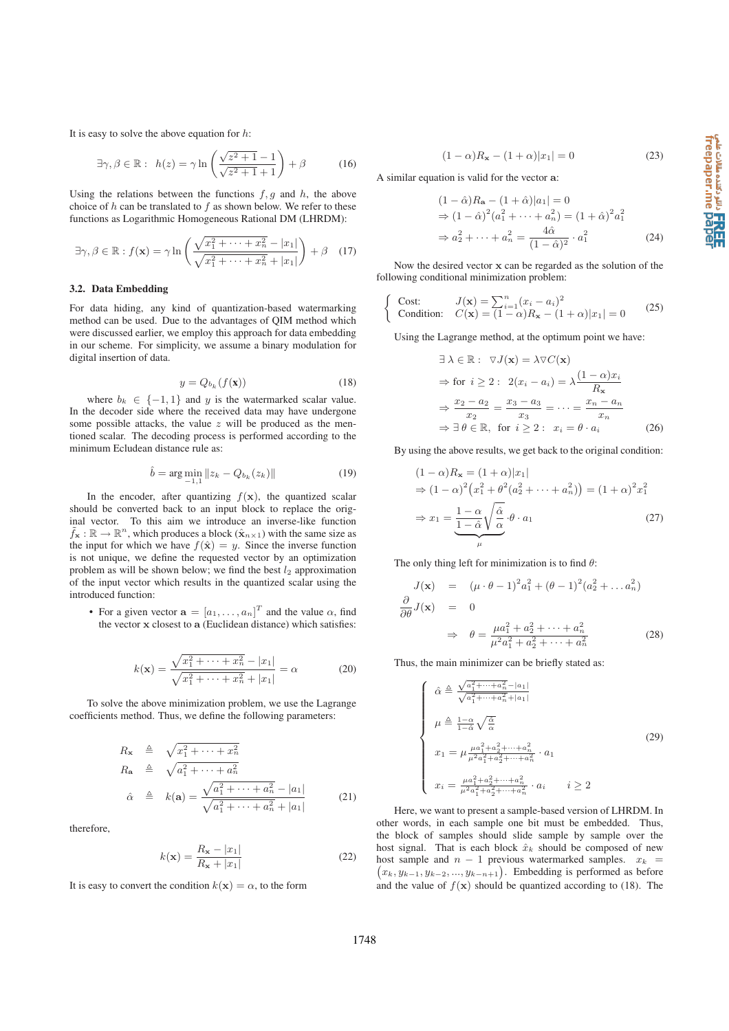It is easy to solve the above equation for $h$:

$$\exists\gamma,\beta\in\mathbb{R}:\ \ h(z)=\gamma\ln\left(\frac{\sqrt{z^2+1}-1}{\sqrt{z^2+1}+1}\right)+\beta \tag{16}$$

Using the relations between the functions $f, g$ and $h$, the above choice of $h$ can be translated to $f$ as shown below. We refer to these functions as Logarithmic Homogeneous Rational DM (LHRDM):

$$\exists\gamma,\beta\in\mathbb{R}: f(\mathbf{x})=\gamma\ln\left(\frac{\sqrt{x_1^2+\cdots+x_n^2}-|x_1|}{\sqrt{x_1^2+\cdots+x_n^2}+|x_1|}\right)+\beta \tag{17}$$

### 3.2. Data Embedding

For data hiding, any kind of quantization-based watermarking method can be used. Due to the advantages of QIM method which were discussed earlier, we employ this approach for data embedding in our scheme. For simplicity, we assume a binary modulation for digital insertion of data.

$$y=Q_{b_k}(f(\mathbf{x})) \tag{18}$$

where $b_k\in\{-1,1\}$ and $y$ is the watermarked scalar value. In the decoder side where the received data may have undergone some possible attacks, the value $z$ will be produced as the mentioned scalar. The decoding process is performed according to the minimum Ecludean distance rule as:

$$\hat{b}=\arg\min_{-1,1}\|z_k-Q_{b_k}(z_k)\| \tag{19}$$

In the encoder, after quantizing $f(\mathbf{x})$, the quantized scalar should be converted back to an input block to replace the original vector. To this aim we introduce an inverse-like function $\tilde{f}_{\mathbf{x}}:\mathbb{R}\rightarrow\mathbb{R}^n$, which produces a block ($\hat{\mathbf{x}}_{n\times 1}$) with the same size as the input for which we have $f(\hat{\mathbf{x}})=y$. Since the inverse function is not unique, we define the requested vector by an optimization problem as will be shown below; we find the best $l_2$ approximation of the input vector which results in the quantized scalar using the introduced function:

- For a given vector $\mathbf{a}=[a_1,\ldots,a_n]^T$ and the value $\alpha$, find the vector $\mathbf{x}$ closest to $\mathbf{a}$ (Euclidean distance) which satisfies:

$$k(\mathbf{x})=\frac{\sqrt{x_1^2+\cdots+x_n^2}-|x_1|}{\sqrt{x_1^2+\cdots+x_n^2}+|x_1|}=\alpha \tag{20}$$

To solve the above minimization problem, we use the Lagrange coefficients method. Thus, we define the following parameters:

$$\begin{aligned} R_{\mathbf{x}} &\triangleq \sqrt{x_1^2+\cdots+x_n^2}\\ R_{\mathbf{a}} &\triangleq \sqrt{a_1^2+\cdots+a_n^2}\\ \hat{\alpha} &\triangleq k(\mathbf{a})=\frac{\sqrt{a_1^2+\cdots+a_n^2}-|a_1|}{\sqrt{a_1^2+\cdots+a_n^2}+|a_1|} \end{aligned} \tag{21}$$

therefore,

$$k(\mathbf{x})=\frac{R_{\mathbf{x}}-|x_1|}{R_{\mathbf{x}}+|x_1|} \tag{22}$$

It is easy to convert the condition $k(\mathbf{x})=\alpha$, to the form

$$(1-\alpha)R_{\mathbf{x}}-(1+\alpha)|x_1|=0 \tag{23}$$

A similar equation is valid for the vector $\mathbf{a}$:

$$\begin{aligned} &(1-\hat{\alpha})R_{\mathbf{a}}-(1+\hat{\alpha})|a_1|=0\\ &\Rightarrow(1-\hat{\alpha})^2(a_1^2+\cdots+a_n^2)=(1+\hat{\alpha})^2a_1^2\\ &\Rightarrow a_2^2+\cdots+a_n^2=\frac{4\hat{\alpha}}{(1-\hat{\alpha})^2}\cdot a_1^2 \end{aligned} \tag{24}$$

Now the desired vector $\mathbf{x}$ can be regarded as the solution of the following conditional minimization problem:

$$\begin{cases} \text{Cost:} & J(\mathbf{x})=\sum_{i=1}^{n}(x_i-a_i)^2\\ \text{Condition:} & C(\mathbf{x})=(1-\alpha)R_{\mathbf{x}}-(1+\alpha)|x_1|=0 \end{cases} \tag{25}$$

Using the Lagrange method, at the optimum point we have:

$$\begin{aligned} &\exists\,\lambda\in\mathbb{R}:\ \ \nabla J(\mathbf{x})=\lambda\nabla C(\mathbf{x})\\ &\Rightarrow\text{for }\ i\geq 2:\ \ 2(x_i-a_i)=\lambda\frac{(1-\alpha)x_i}{R_{\mathbf{x}}}\\ &\Rightarrow\frac{x_2-a_2}{x_2}=\frac{x_3-a_3}{x_3}=\cdots=\frac{x_n-a_n}{x_n}\\ &\Rightarrow\exists\,\theta\in\mathbb{R},\ \ \text{for }\ i\geq 2:\ \ x_i=\theta\cdot a_i \end{aligned} \tag{26}$$

By using the above results, we get back to the original condition:

$$\begin{aligned} &(1-\alpha)R_{\mathbf{x}}=(1+\alpha)|x_1|\\ &\Rightarrow(1-\alpha)^2\big(x_1^2+\theta^2(a_2^2+\cdots+a_n^2)\big)=(1+\alpha)^2x_1^2\\ &\Rightarrow x_1=\underbrace{\frac{1-\alpha}{1-\hat{\alpha}}\sqrt{\frac{\hat{\alpha}}{\alpha}}}_{\mu}\cdot\theta\cdot a_1 \end{aligned} \tag{27}$$

The only thing left for minimization is to find $\theta$:

$$\begin{aligned} J(\mathbf{x}) &= (\mu\cdot\theta-1)^2a_1^2+(\theta-1)^2(a_2^2+\ldots a_n^2)\\ \frac{\partial}{\partial\theta}J(\mathbf{x}) &= 0\\ &\Rightarrow\ \ \theta=\frac{\mu a_1^2+a_2^2+\cdots+a_n^2}{\mu^2a_1^2+a_2^2+\cdots+a_n^2} \end{aligned} \tag{28}$$

Thus, the main minimizer can be briefly stated as:

$$\begin{cases} \hat{\alpha}\triangleq\frac{\sqrt{a_1^2+\cdots+a_n^2}-|a_1|}{\sqrt{a_1^2+\cdots+a_n^2}+|a_1|}\\ \mu\triangleq\frac{1-\alpha}{1-\hat{\alpha}}\sqrt{\frac{\hat{\alpha}}{\alpha}}\\ x_1=\mu\frac{\mu a_1^2+a_2^2+\cdots+a_n^2}{\mu^2a_1^2+a_2^2+\cdots+a_n^2}\cdot a_1\\ x_i=\frac{\mu a_1^2+a_2^2+\cdots+a_n^2}{\mu^2a_1^2+a_2^2+\cdots+a_n^2}\cdot a_i\qquad i\geq 2 \end{cases} \tag{29}$$

Here, we want to present a sample-based version of LHRDM. In other words, in each sample one bit must be embedded. Thus, the block of samples should slide sample by sample over the host signal. That is each block $\hat{x}_k$ should be composed of new host sample and $n-1$ previous watermarked samples. $x_k=\left(x_k,y_{k-1},y_{k-2},\ldots,y_{k-n+1}\right)$. Embedding is performed as before and the value of $f(\mathbf{x})$ should be quantized according to (18). The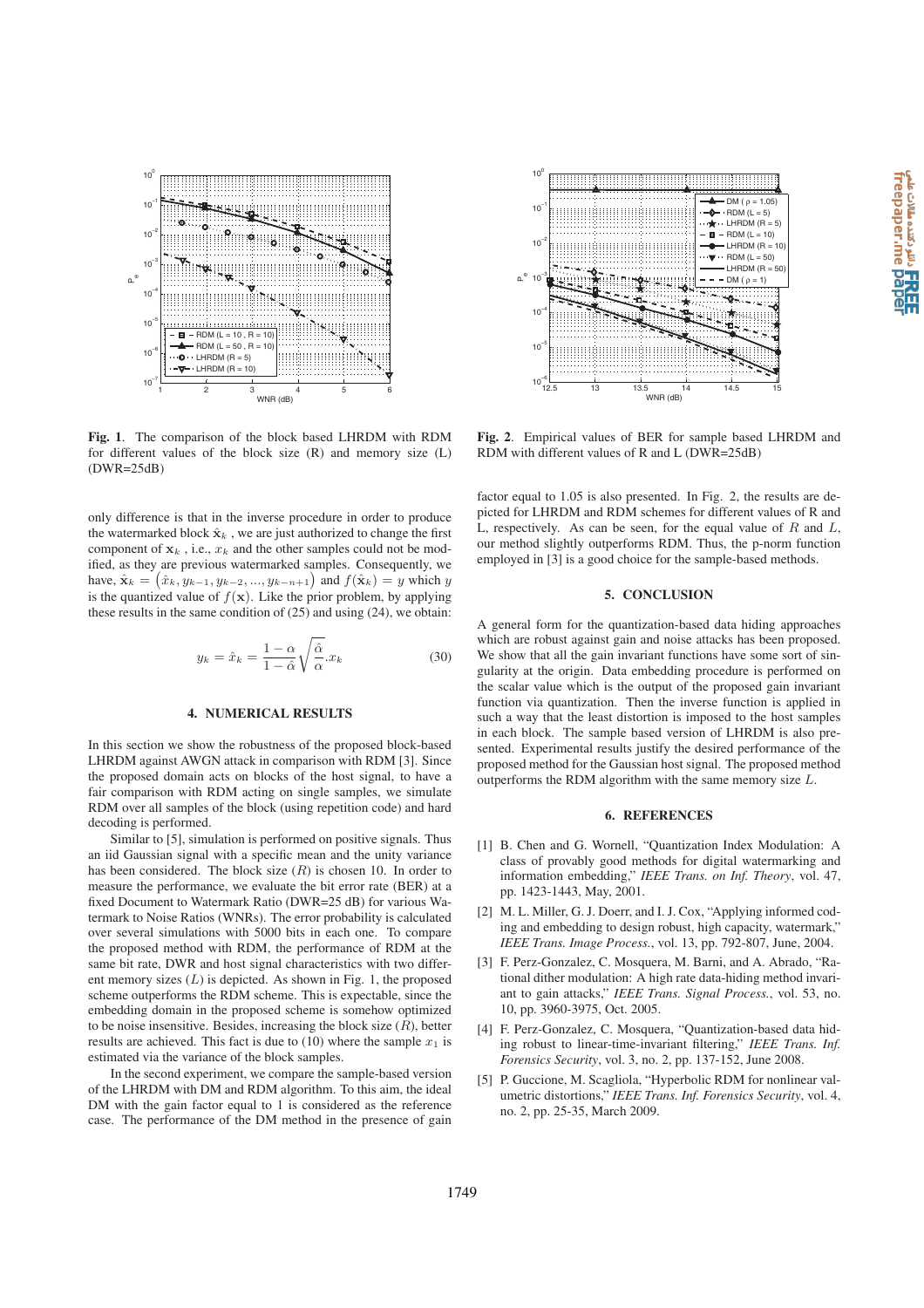10^0
10^-1
10^-2
10^-3
10^-4
10^-5
10^-6
10^-7
P_e
1 2 3 4 5 6
WNR (dB)
RDM (L = 10 , R = 10)
RDM (L = 50 , R = 10)
LHRDM (R = 5)
LHRDM (R = 10)

**Fig. 1**. The comparison of the block based LHRDM with RDM for different values of the block size (R) and memory size (L) (DWR=25dB)

10^0
10^-1
10^-2
10^-3
10^-4
10^-5
10^-6
P_e
12.5 13 13.5 14 14.5 15
WNR (dB)
DM ( ρ = 1.05)
RDM (L = 5)
LHRDM (R = 5)
RDM (L = 10)
LHRDM (R = 10)
RDM (L = 50)
LHRDM (R = 50)
DM (ρ = 1)

**Fig. 2**. Empirical values of BER for sample based LHRDM and RDM with different values of R and L (DWR=25dB)

only difference is that in the inverse procedure in order to produce the watermarked block $\hat{\mathbf{x}}_k$ , we are just authorized to change the first component of $\mathbf{x}_k$ , i.e., $x_k$ and the other samples could not be modified, as they are previous watermarked samples. Consequently, we have, $\hat{\mathbf{x}}_k = \left(\hat{x}_k, y_{k-1}, y_{k-2}, ..., y_{k-n+1}\right)$ and $f(\hat{\mathbf{x}}_k) = y$ which $y$ is the quantized value of $f(\mathbf{x})$. Like the prior problem, by applying these results in the same condition of (25) and using (24), we obtain:

$$y_k = \hat{x}_k = \frac{1-\alpha}{1-\hat{\alpha}}\sqrt{\frac{\hat{\alpha}}{\alpha}}.x_k \tag{30}$$

## 4. NUMERICAL RESULTS

In this section we show the robustness of the proposed block-based LHRDM against AWGN attack in comparison with RDM [3]. Since the proposed domain acts on blocks of the host signal, to have a fair comparison with RDM acting on single samples, we simulate RDM over all samples of the block (using repetition code) and hard decoding is performed.

Similar to [5], simulation is performed on positive signals. Thus an iid Gaussian signal with a specific mean and the unity variance has been considered. The block size ($R$) is chosen 10. In order to measure the performance, we evaluate the bit error rate (BER) at a fixed Document to Watermark Ratio (DWR=25 dB) for various Watermark to Noise Ratios (WNRs). The error probability is calculated over several simulations with 5000 bits in each one. To compare the proposed method with RDM, the performance of RDM at the same bit rate, DWR and host signal characteristics with two different memory sizes ($L$) is depicted. As shown in Fig. 1, the proposed scheme outperforms the RDM scheme. This is expectable, since the embedding domain in the proposed scheme is somehow optimized to be noise insensitive. Besides, increasing the block size ($R$), better results are achieved. This fact is due to (10) where the sample $x_1$ is estimated via the variance of the block samples.

In the second experiment, we compare the sample-based version of the LHRDM with DM and RDM algorithm. To this aim, the ideal DM with the gain factor equal to 1 is considered as the reference case. The performance of the DM method in the presence of gain factor equal to 1.05 is also presented. In Fig. 2, the results are depicted for LHRDM and RDM schemes for different values of R and L, respectively. As can be seen, for the equal value of $R$ and $L$, our method slightly outperforms RDM. Thus, the p-norm function employed in [3] is a good choice for the sample-based methods.

## 5. CONCLUSION

A general form for the quantization-based data hiding approaches which are robust against gain and noise attacks has been proposed. We show that all the gain invariant functions have some sort of singularity at the origin. Data embedding procedure is performed on the scalar value which is the output of the proposed gain invariant function via quantization. Then the inverse function is applied in such a way that the least distortion is imposed to the host samples in each block. The sample based version of LHRDM is also presented. Experimental results justify the desired performance of the proposed method for the Gaussian host signal. The proposed method outperforms the RDM algorithm with the same memory size $L$.

## 6. REFERENCES

[1] B. Chen and G. Wornell, "Quantization Index Modulation: A class of provably good methods for digital watermarking and information embedding," *IEEE Trans. on Inf. Theory*, vol. 47, pp. 1423-1443, May, 2001.

[2] M. L. Miller, G. J. Doerr, and I. J. Cox, "Applying informed coding and embedding to design robust, high capacity, watermark," *IEEE Trans. Image Process.*, vol. 13, pp. 792-807, June, 2004.

[3] F. Perz-Gonzalez, C. Mosquera, M. Barni, and A. Abrado, "Rational dither modulation: A high rate data-hiding method invariant to gain attacks," *IEEE Trans. Signal Process.*, vol. 53, no. 10, pp. 3960-3975, Oct. 2005.

[4] F. Perz-Gonzalez, C. Mosquera, "Quantization-based data hiding robust to linear-time-invariant filtering," *IEEE Trans. Inf. Forensics Security*, vol. 3, no. 2, pp. 137-152, June 2008.

[5] P. Guccione, M. Scagliola, "Hyperbolic RDM for nonlinear valumetric distortions," *IEEE Trans. Inf. Forensics Security*, vol. 4, no. 2, pp. 25-35, March 2009.